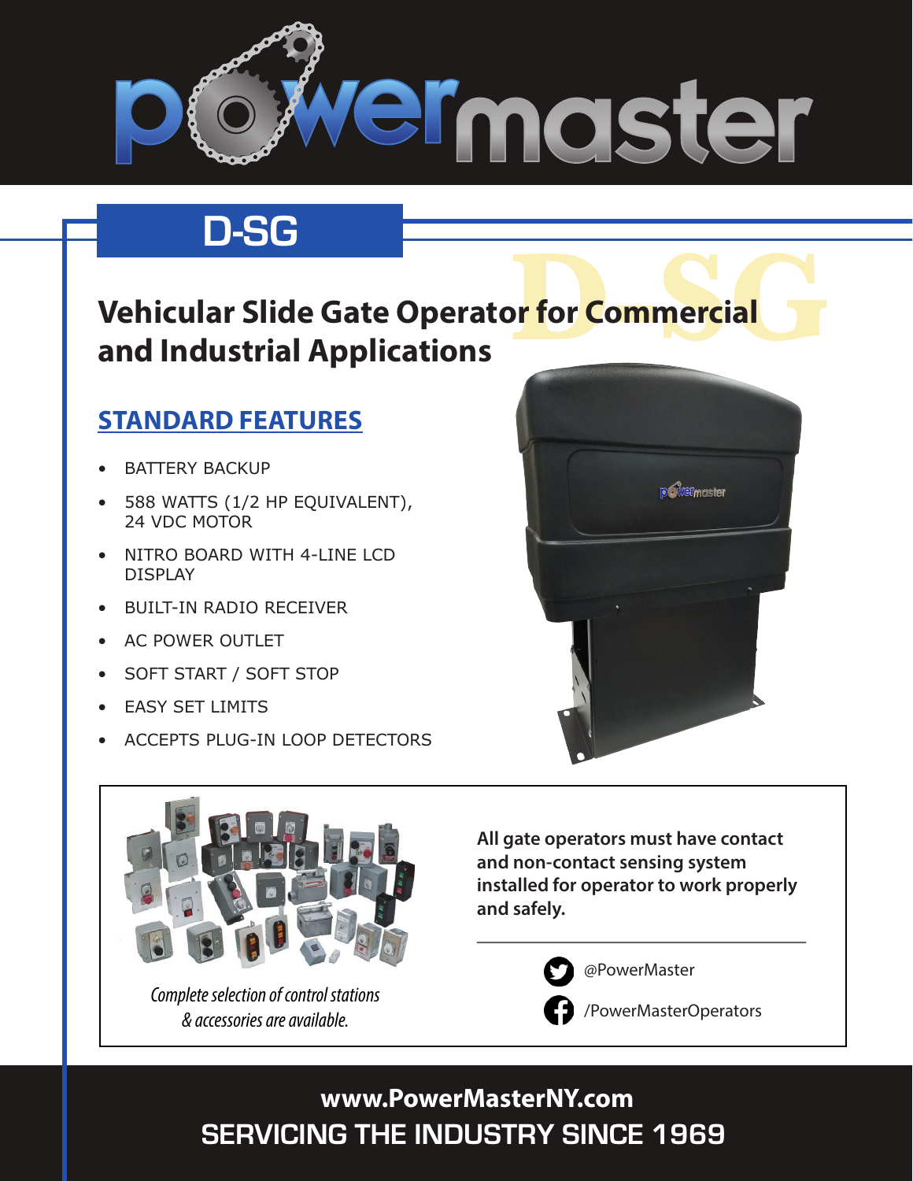# powermaster

## D-SG

### Vehicular Slide Gate Operator for Commercial and Industrial Applications

### STANDARD FEATURES

- BATTERY BACKUP
- 588 WATTS (1/2 HP EQUIVALENT), 24 VDC MOTOR
- NITRO BOARD WITH 4-LINE LCD DISPLAY
- BUILT-IN RADIO RECEIVER
- AC POWER OUTLET
- SOFT START / SOFT STOP
- EASY SET LIMITS
- ACCEPTS PLUG-IN LOOP DETECTORS

*Complete selection of control stations & accessories are available.*

**All gate operators must have contact and non-contact sensing system installed for operator to work properly and safely.**

@PowerMaster

/PowerMasterOperators

**www.PowerMasterNY.com**

SERVICING THE INDUSTRY SINCE 1969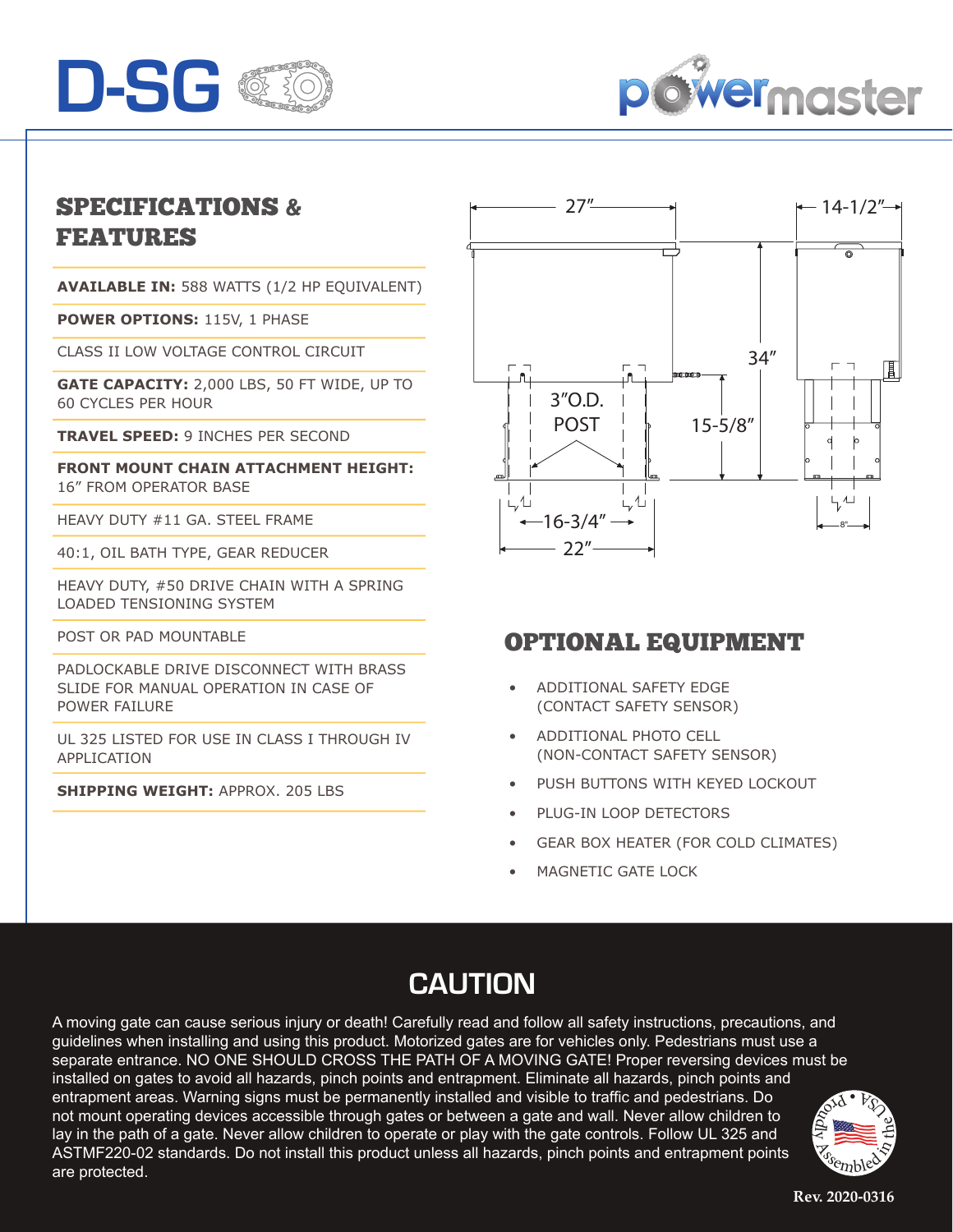# D-SG

## SPECIFICATIONS & FEATURES

**AVAILABLE IN:** 588 WATTS (1/2 HP EQUIVALENT)

**POWER OPTIONS:** 115V, 1 PHASE

CLASS II LOW VOLTAGE CONTROL CIRCUIT

**GATE CAPACITY:** 2,000 LBS, 50 FT WIDE, UP TO 60 CYCLES PER HOUR

**TRAVEL SPEED:** 9 INCHES PER SECOND

**FRONT MOUNT CHAIN ATTACHMENT HEIGHT:** 16" FROM OPERATOR BASE

HEAVY DUTY #11 GA. STEEL FRAME

40:1, OIL BATH TYPE, GEAR REDUCER

HEAVY DUTY, #50 DRIVE CHAIN WITH A SPRING LOADED TENSIONING SYSTEM

POST OR PAD MOUNTABLE

PADLOCKABLE DRIVE DISCONNECT WITH BRASS SLIDE FOR MANUAL OPERATION IN CASE OF POWER FAILURE

UL 325 LISTED FOR USE IN CLASS I THROUGH IV APPLICATION

**SHIPPING WEIGHT:** APPROX. 205 LBS

27"
14-1/2"
34"
3"O.D. POST
15-5/8"
16-3/4"
22"
8"

## OPTIONAL EQUIPMENT

- ADDITIONAL SAFETY EDGE (CONTACT SAFETY SENSOR)
- ADDITIONAL PHOTO CELL (NON-CONTACT SAFETY SENSOR)
- PUSH BUTTONS WITH KEYED LOCKOUT
- PLUG-IN LOOP DETECTORS
- GEAR BOX HEATER (FOR COLD CLIMATES)
- MAGNETIC GATE LOCK

## CAUTION

A moving gate can cause serious injury or death! Carefully read and follow all safety instructions, precautions, and guidelines when installing and using this product. Motorized gates are for vehicles only. Pedestrians must use a separate entrance. NO ONE SHOULD CROSS THE PATH OF A MOVING GATE! Proper reversing devices must be installed on gates to avoid all hazards, pinch points and entrapment. Eliminate all hazards, pinch points and entrapment areas. Warning signs must be permanently installed and visible to traffic and pedestrians. Do not mount operating devices accessible through gates or between a gate and wall. Never allow children to lay in the path of a gate. Never allow children to operate or play with the gate controls. Follow UL 325 and ASTMF220-02 standards. Do not install this product unless all hazards, pinch points and entrapment points are protected.

Proudly Assembled in the USA

Rev. 2020-0316